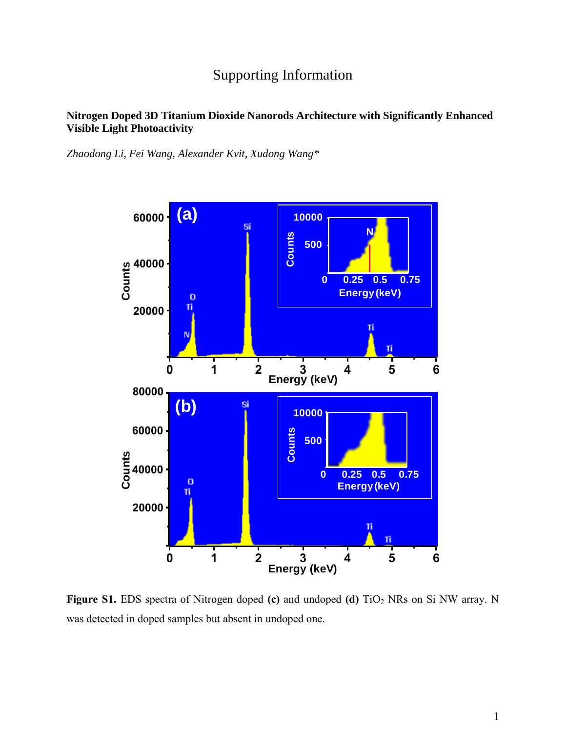# Supporting Information

**Nitrogen Doped 3D Titanium Dioxide Nanorods Architecture with Significantly Enhanced Visible Light Photoactivity**

*Zhaodong Li, Fei Wang, Alexander Kvit, Xudong Wang\**

**Figure S1.** EDS spectra of Nitrogen doped **(c)** and undoped **(d)** $TiO_2$ NRs on Si NW array. N was detected in doped samples but absent in undoped one.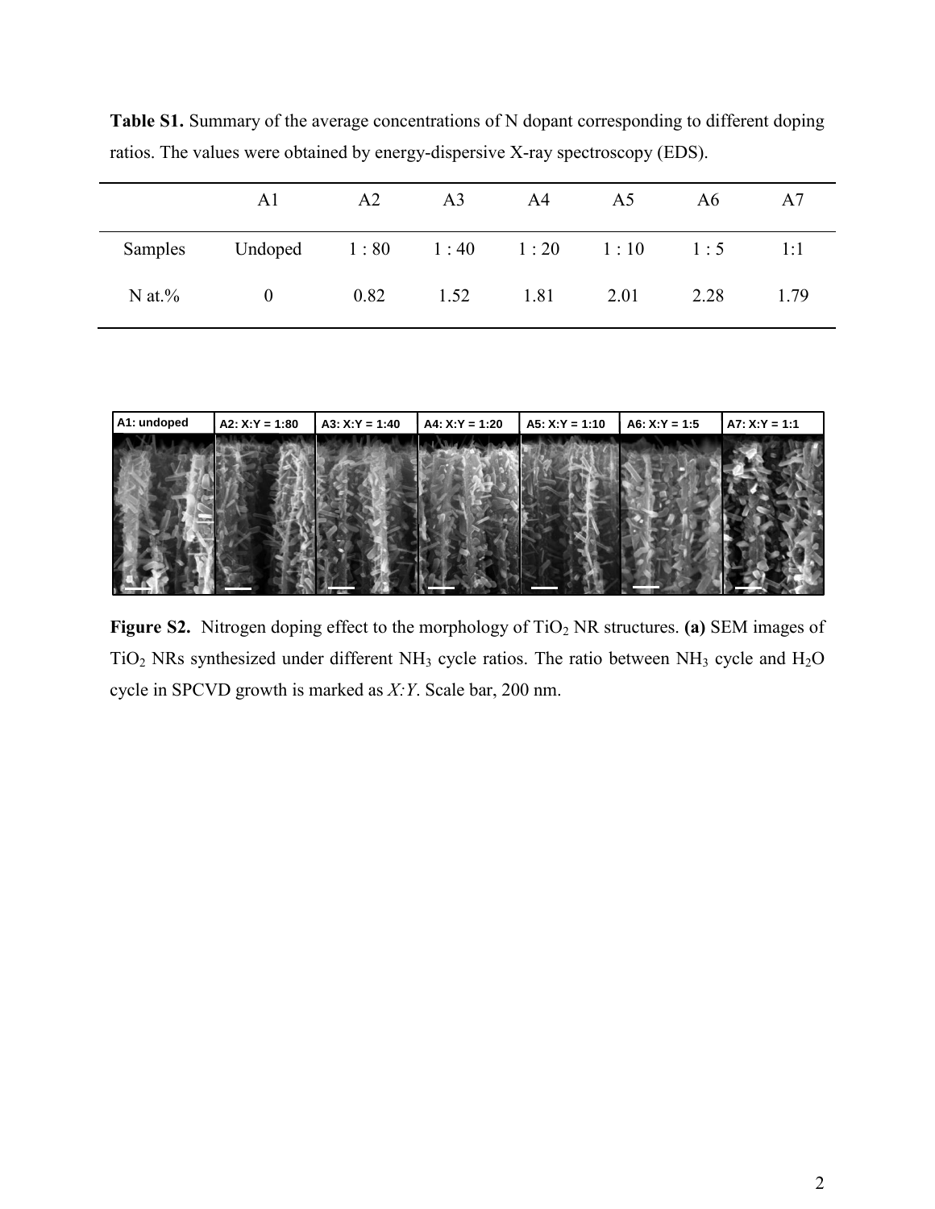**Table S1.** Summary of the average concentrations of N dopant corresponding to different doping ratios. The values were obtained by energy-dispersive X-ray spectroscopy (EDS).

| | A1 | A2 | A3 | A4 | A5 | A6 | A7 |
|---|---|---|---|---|---|---|---|
| Samples | Undoped | 1 : 80 | 1 : 40 | 1 : 20 | 1 : 10 | 1 : 5 | 1:1 |
| N at.% | 0 | 0.82 | 1.52 | 1.81 | 2.01 | 2.28 | 1.79 |

**Figure S2.** Nitrogen doping effect to the morphology of $TiO_2$ NR structures. **(a)** SEM images of $TiO_2$ NRs synthesized under different $NH_3$ cycle ratios. The ratio between $NH_3$ cycle and $H_2O$ cycle in SPCVD growth is marked as *X:Y*. Scale bar, 200 nm.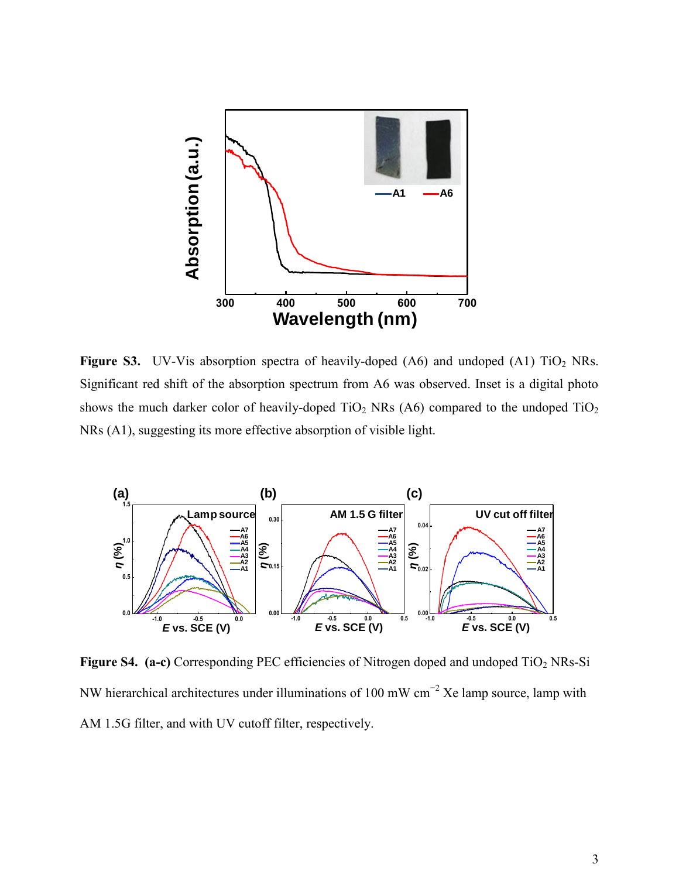Absorption (a.u.)

Wavelength (nm)

300
400
500
600
700

A1
A6

**Figure S3.** UV-Vis absorption spectra of heavily-doped (A6) and undoped (A1) $TiO_2$ NRs. Significant red shift of the absorption spectrum from A6 was observed. Inset is a digital photo shows the much darker color of heavily-doped $TiO_2$ NRs (A6) compared to the undoped $TiO_2$ NRs (A1), suggesting its more effective absorption of visible light.

(a)
Lamp source
η (%)
1.5
1.0
0.5
0.0
-1.0
-0.5
0.0
E vs. SCE (V)
A7
A6
A5
A4
A3
A2
A1

(b)
AM 1.5 G filter
η (%)
0.30
0.15
0.00
-1.0
-0.5
0.0
0.5
E vs. SCE (V)
A7
A6
A5
A4
A3
A2
A1

(c)
UV cut off filter
η (%)
0.04
0.02
0.00
-1.0
-0.5
0.0
0.5
E vs. SCE (V)
A7
A6
A5
A4
A3
A2
A1

**Figure S4. (a-c)** Corresponding PEC efficiencies of Nitrogen doped and undoped $TiO_2$ NRs-Si NW hierarchical architectures under illuminations of 100 mW $cm^{-2}$ Xe lamp source, lamp with AM 1.5G filter, and with UV cutoff filter, respectively.